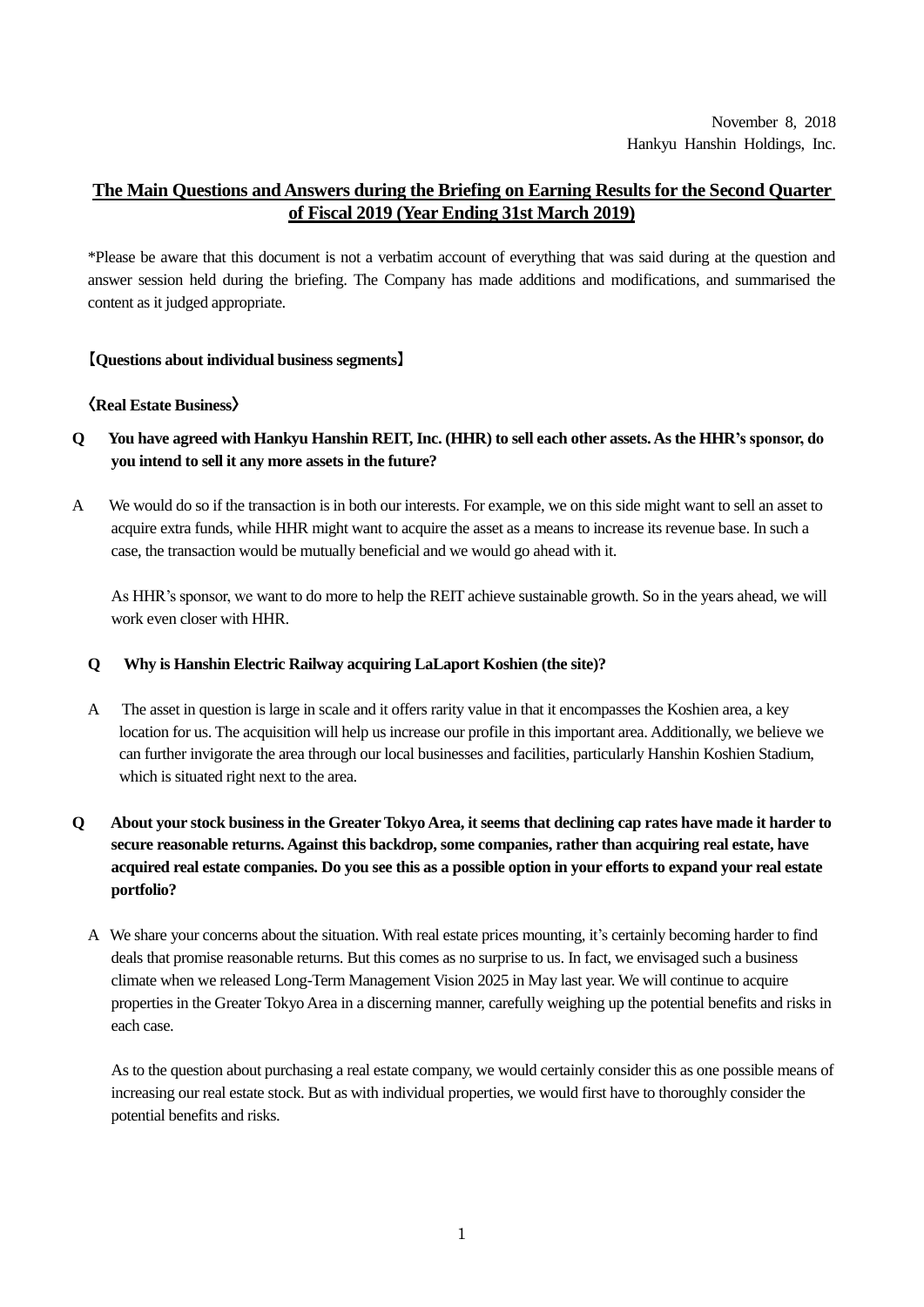November 8, 2018
Hankyu Hanshin Holdings, Inc.

# The Main Questions and Answers during the Briefing on Earning Results for the Second Quarter of Fiscal 2019 (Year Ending 31st March 2019)

*Please be aware that this document is not a verbatim account of everything that was said during at the question and answer session held during the briefing. The Company has made additions and modifications, and summarised the content as it judged appropriate.

## 【Questions about individual business segments】

### 《Real Estate Business》

**Q　You have agreed with Hankyu Hanshin REIT, Inc. (HHR) to sell each other assets. As the HHR's sponsor, do you intend to sell it any more assets in the future?**

A　We would do so if the transaction is in both our interests. For example, we on this side might want to sell an asset to acquire extra funds, while HHR might want to acquire the asset as a means to increase its revenue base. In such a case, the transaction would be mutually beneficial and we would go ahead with it.

As HHR's sponsor, we want to do more to help the REIT achieve sustainable growth. So in the years ahead, we will work even closer with HHR.

**Q　Why is Hanshin Electric Railway acquiring LaLaport Koshien (the site)?**

A　The asset in question is large in scale and it offers rarity value in that it encompasses the Koshien area, a key location for us. The acquisition will help us increase our profile in this important area. Additionally, we believe we can further invigorate the area through our local businesses and facilities, particularly Hanshin Koshien Stadium, which is situated right next to the area.

**Q　About your stock business in the Greater Tokyo Area, it seems that declining cap rates have made it harder to secure reasonable returns. Against this backdrop, some companies, rather than acquiring real estate, have acquired real estate companies. Do you see this as a possible option in your efforts to expand your real estate portfolio?**

A　We share your concerns about the situation. With real estate prices mounting, it's certainly becoming harder to find deals that promise reasonable returns. But this comes as no surprise to us. In fact, we envisaged such a business climate when we released Long-Term Management Vision 2025 in May last year. We will continue to acquire properties in the Greater Tokyo Area in a discerning manner, carefully weighing up the potential benefits and risks in each case.

As to the question about purchasing a real estate company, we would certainly consider this as one possible means of increasing our real estate stock. But as with individual properties, we would first have to thoroughly consider the potential benefits and risks.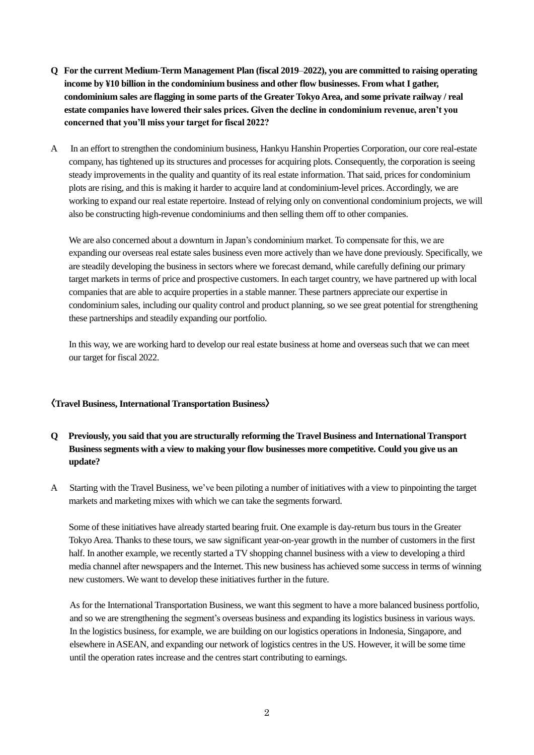**Q For the current Medium-Term Management Plan (fiscal 2019–2022), you are committed to raising operating income by ¥10 billion in the condominium business and other flow businesses. From what I gather, condominium sales are flagging in some parts of the Greater Tokyo Area, and some private railway / real estate companies have lowered their sales prices. Given the decline in condominium revenue, aren't you concerned that you'll miss your target for fiscal 2022?**

A In an effort to strengthen the condominium business, Hankyu Hanshin Properties Corporation, our core real-estate company, has tightened up its structures and processes for acquiring plots. Consequently, the corporation is seeing steady improvements in the quality and quantity of its real estate information. That said, prices for condominium plots are rising, and this is making it harder to acquire land at condominium-level prices. Accordingly, we are working to expand our real estate repertoire. Instead of relying only on conventional condominium projects, we will also be constructing high-revenue condominiums and then selling them off to other companies.

We are also concerned about a downturn in Japan's condominium market. To compensate for this, we are expanding our overseas real estate sales business even more actively than we have done previously. Specifically, we are steadily developing the business in sectors where we forecast demand, while carefully defining our primary target markets in terms of price and prospective customers. In each target country, we have partnered up with local companies that are able to acquire properties in a stable manner. These partners appreciate our expertise in condominium sales, including our quality control and product planning, so we see great potential for strengthening these partnerships and steadily expanding our portfolio.

In this way, we are working hard to develop our real estate business at home and overseas such that we can meet our target for fiscal 2022.

**《Travel Business, International Transportation Business》**

**Q Previously, you said that you are structurally reforming the Travel Business and International Transport Business segments with a view to making your flow businesses more competitive. Could you give us an update?**

A Starting with the Travel Business, we've been piloting a number of initiatives with a view to pinpointing the target markets and marketing mixes with which we can take the segments forward.

Some of these initiatives have already started bearing fruit. One example is day-return bus tours in the Greater Tokyo Area. Thanks to these tours, we saw significant year-on-year growth in the number of customers in the first half. In another example, we recently started a TV shopping channel business with a view to developing a third media channel after newspapers and the Internet. This new business has achieved some success in terms of winning new customers. We want to develop these initiatives further in the future.

As for the International Transportation Business, we want this segment to have a more balanced business portfolio, and so we are strengthening the segment's overseas business and expanding its logistics business in various ways. In the logistics business, for example, we are building on our logistics operations in Indonesia, Singapore, and elsewhere in ASEAN, and expanding our network of logistics centres in the US. However, it will be some time until the operation rates increase and the centres start contributing to earnings.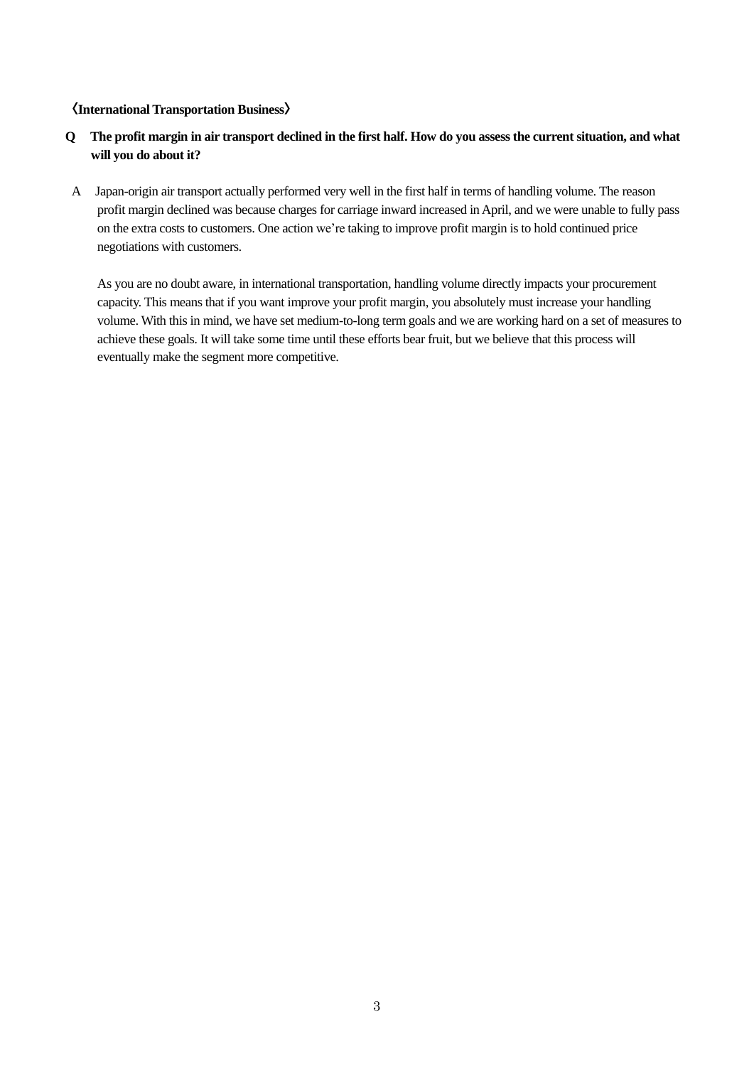**《International Transportation Business》**

**Q　The profit margin in air transport declined in the first half. How do you assess the current situation, and what will you do about it?**

A　Japan-origin air transport actually performed very well in the first half in terms of handling volume. The reason profit margin declined was because charges for carriage inward increased in April, and we were unable to fully pass on the extra costs to customers. One action we're taking to improve profit margin is to hold continued price negotiations with customers.

As you are no doubt aware, in international transportation, handling volume directly impacts your procurement capacity. This means that if you want improve your profit margin, you absolutely must increase your handling volume. With this in mind, we have set medium-to-long term goals and we are working hard on a set of measures to achieve these goals. It will take some time until these efforts bear fruit, but we believe that this process will eventually make the segment more competitive.